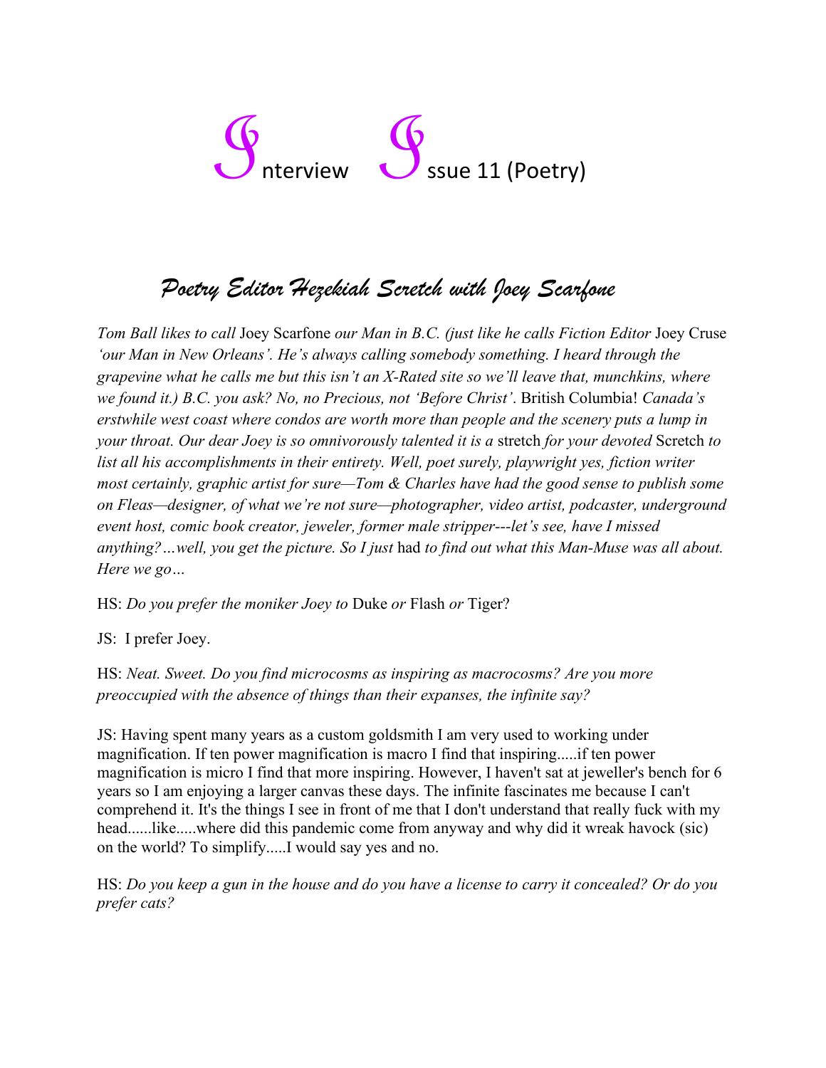# Interview Issue 11 (Poetry)

## *Poetry Editor Hezekiah Scretch with Joey Scarfone*

*Tom Ball likes to call* Joey Scarfone *our Man in B.C. (just like he calls Fiction Editor* Joey Cruse *'our Man in New Orleans'. He's always calling somebody something. I heard through the grapevine what he calls me but this isn't an X-Rated site so we'll leave that, munchkins, where we found it.) B.C. you ask? No, no Precious, not 'Before Christ'*. British Columbia! *Canada's erstwhile west coast where condos are worth more than people and the scenery puts a lump in your throat. Our dear Joey is so omnivorously talented it is a* stretch *for your devoted* Scretch *to list all his accomplishments in their entirety. Well, poet surely, playwright yes, fiction writer most certainly, graphic artist for sure—Tom & Charles have had the good sense to publish some on Fleas—designer, of what we're not sure—photographer, video artist, podcaster, underground event host, comic book creator, jeweler, former male stripper---let's see, have I missed anything?…well, you get the picture. So I just* had *to find out what this Man-Muse was all about. Here we go…*

HS: *Do you prefer the moniker Joey to* Duke *or* Flash *or* Tiger?

JS: I prefer Joey.

HS: *Neat. Sweet. Do you find microcosms as inspiring as macrocosms? Are you more preoccupied with the absence of things than their expanses, the infinite say?*

JS: Having spent many years as a custom goldsmith I am very used to working under magnification. If ten power magnification is macro I find that inspiring.....if ten power magnification is micro I find that more inspiring. However, I haven't sat at jeweller's bench for 6 years so I am enjoying a larger canvas these days. The infinite fascinates me because I can't comprehend it. It's the things I see in front of me that I don't understand that really fuck with my head......like.....where did this pandemic come from anyway and why did it wreak havock (sic) on the world? To simplify.....I would say yes and no.

HS: *Do you keep a gun in the house and do you have a license to carry it concealed? Or do you prefer cats?*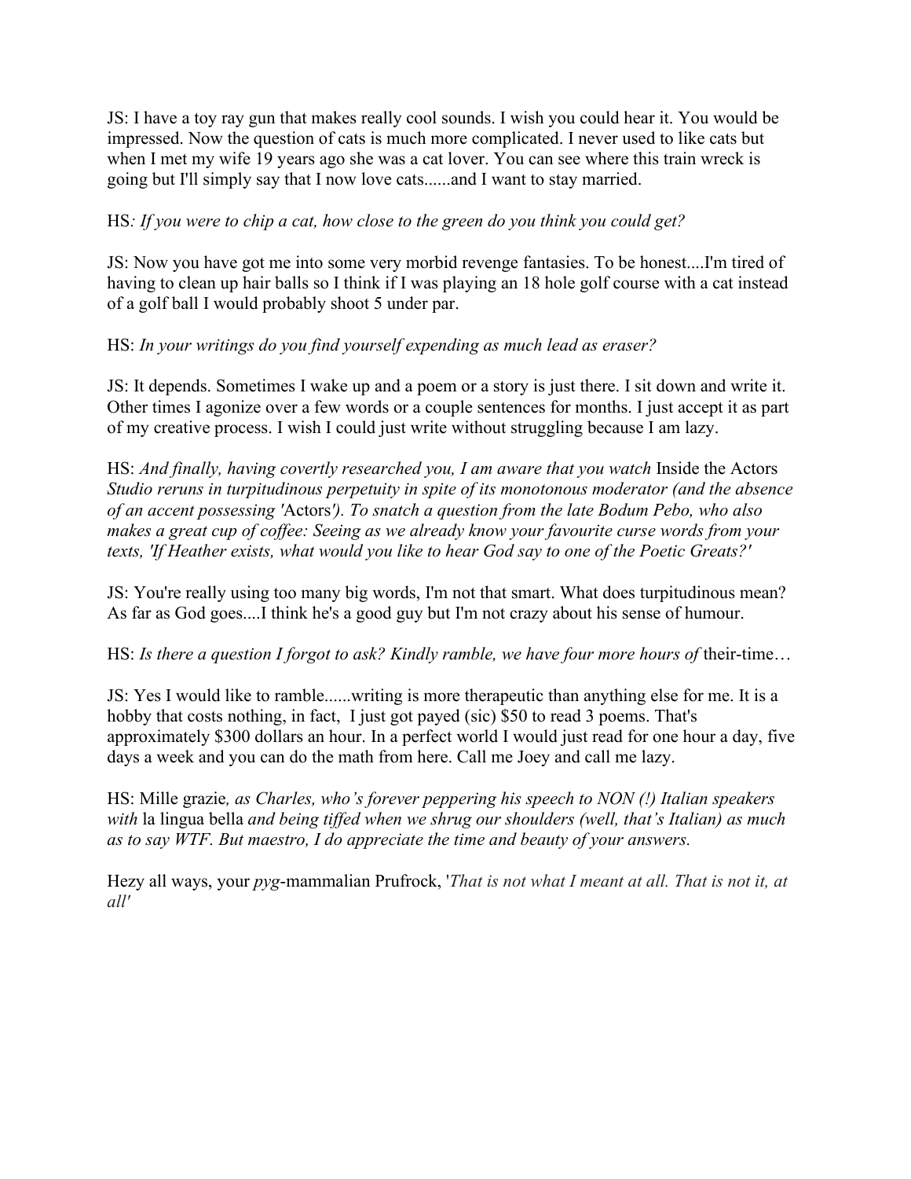JS: I have a toy ray gun that makes really cool sounds. I wish you could hear it. You would be impressed. Now the question of cats is much more complicated. I never used to like cats but when I met my wife 19 years ago she was a cat lover. You can see where this train wreck is going but I'll simply say that I now love cats......and I want to stay married.

HS*: If you were to chip a cat, how close to the green do you think you could get?*

JS: Now you have got me into some very morbid revenge fantasies. To be honest....I'm tired of having to clean up hair balls so I think if I was playing an 18 hole golf course with a cat instead of a golf ball I would probably shoot 5 under par.

HS: *In your writings do you find yourself expending as much lead as eraser?*

JS: It depends. Sometimes I wake up and a poem or a story is just there. I sit down and write it. Other times I agonize over a few words or a couple sentences for months. I just accept it as part of my creative process. I wish I could just write without struggling because I am lazy.

HS: *And finally, having covertly researched you, I am aware that you watch* Inside the Actors Studio *reruns in turpitudinous perpetuity in spite of its monotonous moderator (and the absence of an accent possessing '*Actors*'). To snatch a question from the late Bodum Pebo, who also makes a great cup of coffee: Seeing as we already know your favourite curse words from your texts, 'If Heather exists, what would you like to hear God say to one of the Poetic Greats?'*

JS: You're really using too many big words, I'm not that smart. What does turpitudinous mean? As far as God goes....I think he's a good guy but I'm not crazy about his sense of humour.

HS: *Is there a question I forgot to ask? Kindly ramble, we have four more hours of* their-time…

JS: Yes I would like to ramble......writing is more therapeutic than anything else for me. It is a hobby that costs nothing, in fact, I just got payed (sic) $50 to read 3 poems. That's approximately $300 dollars an hour. In a perfect world I would just read for one hour a day, five days a week and you can do the math from here. Call me Joey and call me lazy.

HS: Mille grazie*, as Charles, who's forever peppering his speech to NON (!) Italian speakers with* la lingua bella *and being tiffed when we shrug our shoulders (well, that's Italian) as much as to say WTF. But maestro, I do appreciate the time and beauty of your answers.*

Hezy all ways, your *pyg*-mammalian Prufrock, '*That is not what I meant at all. That is not it, at all'*